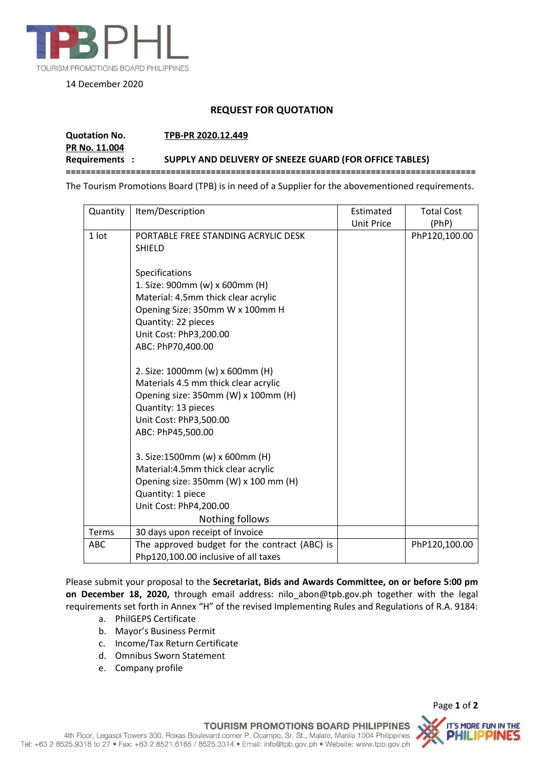TPBPHL
TOURISM PROMOTIONS BOARD PHILIPPINES

14 December 2020

## REQUEST FOR QUOTATION

**Quotation No.** **TPB-PR 2020.12.449**
**PR No. 11.004**
**Requirements :** **SUPPLY AND DELIVERY OF SNEEZE GUARD (FOR OFFICE TABLES)**

==============================================================================

The Tourism Promotions Board (TPB) is in need of a Supplier for the abovementioned requirements.

| Quantity | Item/Description | Estimated Unit Price | Total Cost (PhP) |
|---|---|---|---|
| 1 lot | PORTABLE FREE STANDING ACRYLIC DESK SHIELD<br><br>Specifications<br>1. Size: 900mm (w) x 600mm (H)<br>Material: 4.5mm thick clear acrylic<br>Opening Size: 350mm W x 100mm H<br>Quantity: 22 pieces<br>Unit Cost: PhP3,200.00<br>ABC: PhP70,400.00<br><br>2. Size: 1000mm (w) x 600mm (H)<br>Materials 4.5 mm thick clear acrylic<br>Opening size: 350mm (W) x 100mm (H)<br>Quantity: 13 pieces<br>Unit Cost: PhP3,500.00<br>ABC: PhP45,500.00<br><br>3. Size:1500mm (w) x 600mm (H)<br>Material:4.5mm thick clear acrylic<br>Opening size: 350mm (W) x 100 mm (H)<br>Quantity: 1 piece<br>Unit Cost: PhP4,200.00<br>Nothing follows | | PhP120,100.00 |
| Terms | 30 days upon receipt of Invoice | | |
| ABC | The approved budget for the contract (ABC) is Php120,100.00 inclusive of all taxes | | PhP120,100.00 |

Please submit your proposal to the **Secretariat, Bids and Awards Committee, on or before 5:00 pm on December 18, 2020,** through email address: nilo_abon@tpb.gov.ph together with the legal requirements set forth in Annex "H" of the revised Implementing Rules and Regulations of R.A. 9184:

a. PhilGEPS Certificate
b. Mayor's Business Permit
c. Income/Tax Return Certificate
d. Omnibus Sworn Statement
e. Company profile

TOURISM PROMOTIONS BOARD PHILIPPINES
4th Floor, Legaspi Towers 300, Roxas Boulevard corner P. Ocampo, Sr. St., Malate, Manila 1004 Philippines
Tel: +63 2 8525.9318 to 27 • Fax: +63 2 8521.6165 / 8525.3314 • Email: info@tpb.gov.ph • Website: www.tpb.gov.ph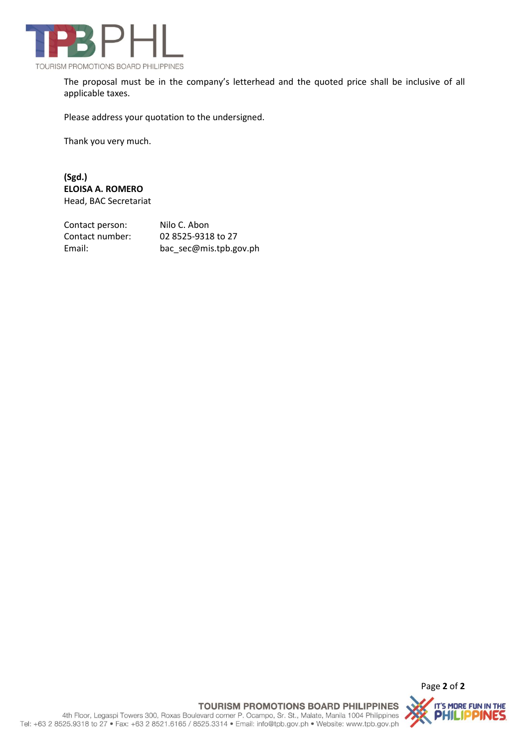The proposal must be in the company's letterhead and the quoted price shall be inclusive of all applicable taxes.

Please address your quotation to the undersigned.

Thank you very much.

**(Sgd.)**
**ELOISA A. ROMERO**
Head, BAC Secretariat

| | |
|---|---|
| Contact person: | Nilo C. Abon |
| Contact number: | 02 8525-9318 to 27 |
| Email: | bac_sec@mis.tpb.gov.ph |